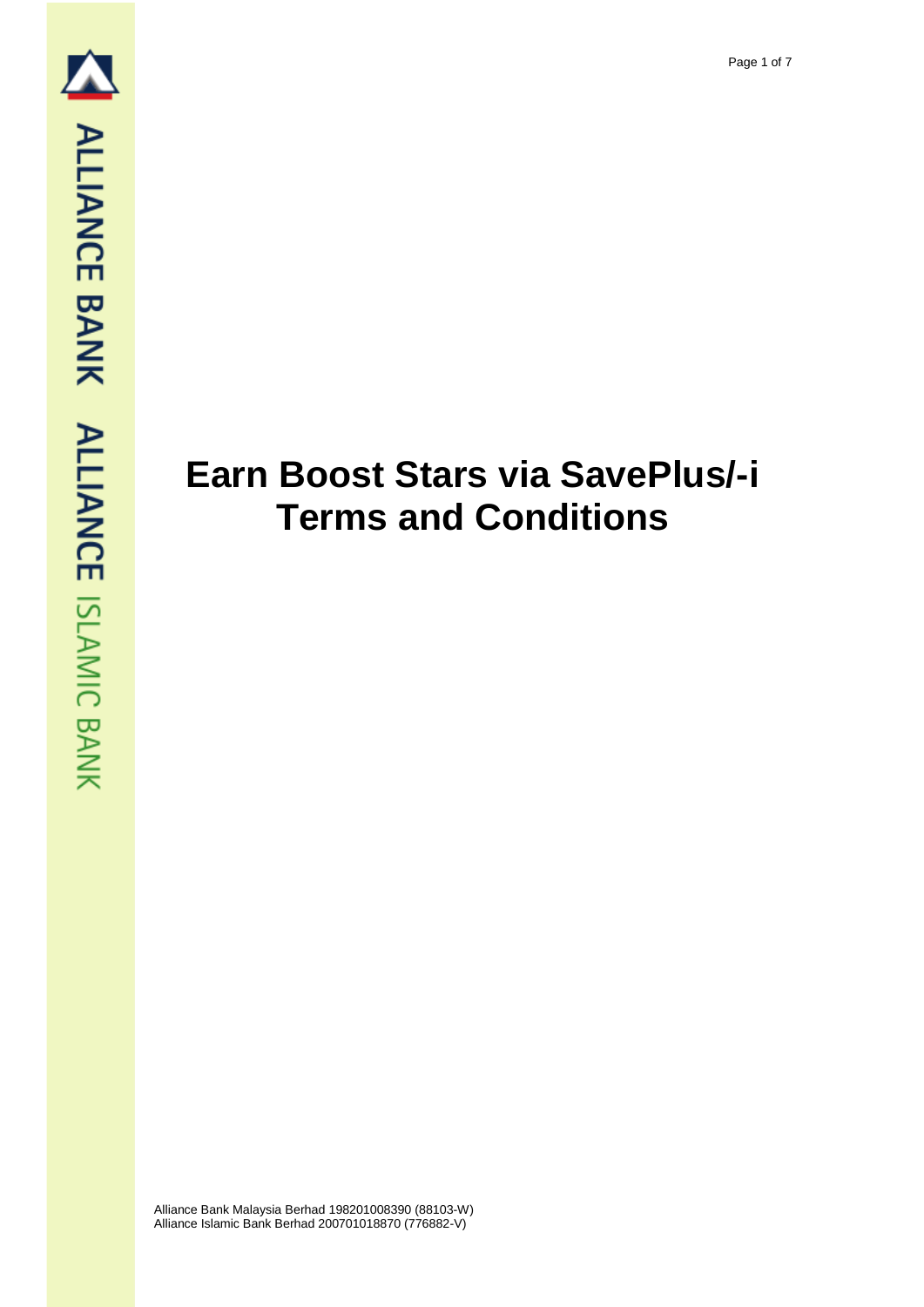# Earn Boost Stars via SavePlus/-i Terms and Conditions

Alliance Bank Malaysia Berhad 198201008390 (88103-W)
Alliance Islamic Bank Berhad 200701018870 (776882-V)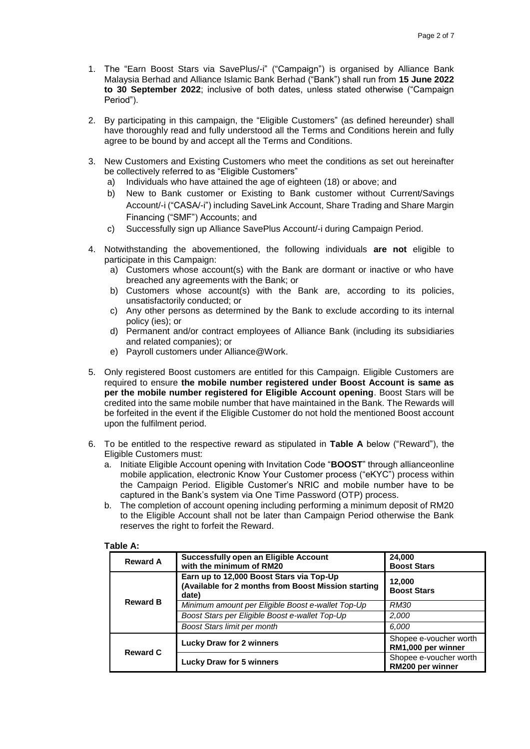1. The "Earn Boost Stars via SavePlus/-i" ("Campaign") is organised by Alliance Bank Malaysia Berhad and Alliance Islamic Bank Berhad ("Bank") shall run from **15 June 2022 to 30 September 2022**; inclusive of both dates, unless stated otherwise ("Campaign Period").

2. By participating in this campaign, the "Eligible Customers" (as defined hereunder) shall have thoroughly read and fully understood all the Terms and Conditions herein and fully agree to be bound by and accept all the Terms and Conditions.

3. New Customers and Existing Customers who meet the conditions as set out hereinafter be collectively referred to as "Eligible Customers"
   a) Individuals who have attained the age of eighteen (18) or above; and
   b) New to Bank customer or Existing to Bank customer without Current/Savings Account/-i ("CASA/-i") including SaveLink Account, Share Trading and Share Margin Financing ("SMF") Accounts; and
   c) Successfully sign up Alliance SavePlus Account/-i during Campaign Period.

4. Notwithstanding the abovementioned, the following individuals **are not** eligible to participate in this Campaign:
   a) Customers whose account(s) with the Bank are dormant or inactive or who have breached any agreements with the Bank; or
   b) Customers whose account(s) with the Bank are, according to its policies, unsatisfactorily conducted; or
   c) Any other persons as determined by the Bank to exclude according to its internal policy (ies); or
   d) Permanent and/or contract employees of Alliance Bank (including its subsidiaries and related companies); or
   e) Payroll customers under Alliance@Work.

5. Only registered Boost customers are entitled for this Campaign. Eligible Customers are required to ensure **the mobile number registered under Boost Account is same as per the mobile number registered for Eligible Account opening**. Boost Stars will be credited into the same mobile number that have maintained in the Bank. The Rewards will be forfeited in the event if the Eligible Customer do not hold the mentioned Boost account upon the fulfilment period.

6. To be entitled to the respective reward as stipulated in **Table A** below ("Reward"), the Eligible Customers must:
   a. Initiate Eligible Account opening with Invitation Code "**BOOST**" through allianceonline mobile application, electronic Know Your Customer process ("eKYC") process within the Campaign Period. Eligible Customer's NRIC and mobile number have to be captured in the Bank's system via One Time Password (OTP) process.
   b. The completion of account opening including performing a minimum deposit of RM20 to the Eligible Account shall not be later than Campaign Period otherwise the Bank reserves the right to forfeit the Reward.

**Table A:**

| | | |
|---|---|---|
| **Reward A** | **Successfully open an Eligible Account with the minimum of RM20** | **24,000 Boost Stars** |
| **Reward B** | **Earn up to 12,000 Boost Stars via Top-Up (Available for 2 months from Boost Mission starting date)** | **12,000 Boost Stars** |
| | *Minimum amount per Eligible Boost e-wallet Top-Up* | *RM30* |
| | *Boost Stars per Eligible Boost e-wallet Top-Up* | *2,000* |
| | *Boost Stars limit per month* | *6,000* |
| **Reward C** | **Lucky Draw for 2 winners** | Shopee e-voucher worth **RM1,000 per winner** |
| | **Lucky Draw for 5 winners** | Shopee e-voucher worth **RM200 per winner** |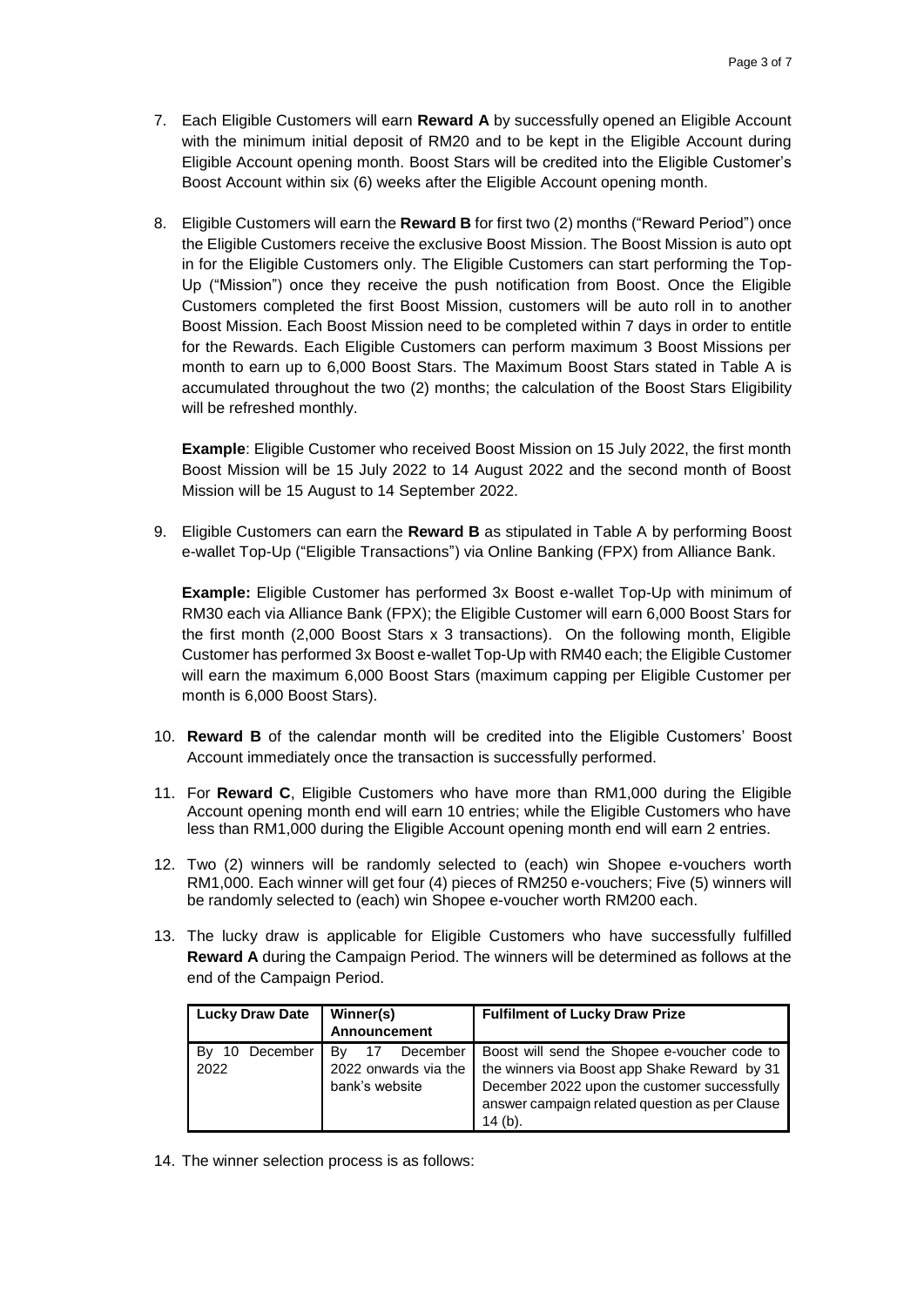7. Each Eligible Customers will earn **Reward A** by successfully opened an Eligible Account with the minimum initial deposit of RM20 and to be kept in the Eligible Account during Eligible Account opening month. Boost Stars will be credited into the Eligible Customer's Boost Account within six (6) weeks after the Eligible Account opening month.

8. Eligible Customers will earn the **Reward B** for first two (2) months ("Reward Period") once the Eligible Customers receive the exclusive Boost Mission. The Boost Mission is auto opt in for the Eligible Customers only. The Eligible Customers can start performing the Top-Up ("Mission") once they receive the push notification from Boost. Once the Eligible Customers completed the first Boost Mission, customers will be auto roll in to another Boost Mission. Each Boost Mission need to be completed within 7 days in order to entitle for the Rewards. Each Eligible Customers can perform maximum 3 Boost Missions per month to earn up to 6,000 Boost Stars. The Maximum Boost Stars stated in Table A is accumulated throughout the two (2) months; the calculation of the Boost Stars Eligibility will be refreshed monthly.

   **Example**: Eligible Customer who received Boost Mission on 15 July 2022, the first month Boost Mission will be 15 July 2022 to 14 August 2022 and the second month of Boost Mission will be 15 August to 14 September 2022.

9. Eligible Customers can earn the **Reward B** as stipulated in Table A by performing Boost e-wallet Top-Up ("Eligible Transactions") via Online Banking (FPX) from Alliance Bank.

   **Example:** Eligible Customer has performed 3x Boost e-wallet Top-Up with minimum of RM30 each via Alliance Bank (FPX); the Eligible Customer will earn 6,000 Boost Stars for the first month (2,000 Boost Stars x 3 transactions). On the following month, Eligible Customer has performed 3x Boost e-wallet Top-Up with RM40 each; the Eligible Customer will earn the maximum 6,000 Boost Stars (maximum capping per Eligible Customer per month is 6,000 Boost Stars).

10. **Reward B** of the calendar month will be credited into the Eligible Customers' Boost Account immediately once the transaction is successfully performed.

11. For **Reward C**, Eligible Customers who have more than RM1,000 during the Eligible Account opening month end will earn 10 entries; while the Eligible Customers who have less than RM1,000 during the Eligible Account opening month end will earn 2 entries.

12. Two (2) winners will be randomly selected to (each) win Shopee e-vouchers worth RM1,000. Each winner will get four (4) pieces of RM250 e-vouchers; Five (5) winners will be randomly selected to (each) win Shopee e-voucher worth RM200 each.

13. The lucky draw is applicable for Eligible Customers who have successfully fulfilled **Reward A** during the Campaign Period. The winners will be determined as follows at the end of the Campaign Period.

| Lucky Draw Date | Winner(s) Announcement | Fulfilment of Lucky Draw Prize |
|---|---|---|
| By 10 December 2022 | By 17 December 2022 onwards via the bank's website | Boost will send the Shopee e-voucher code to the winners via Boost app Shake Reward by 31 December 2022 upon the customer successfully answer campaign related question as per Clause 14 (b). |

14. The winner selection process is as follows: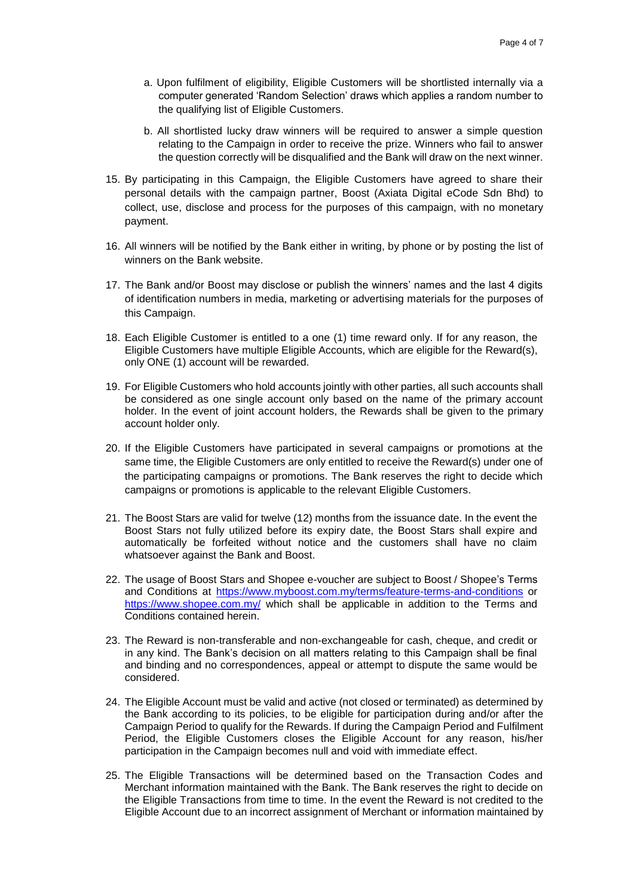a. Upon fulfilment of eligibility, Eligible Customers will be shortlisted internally via a computer generated 'Random Selection' draws which applies a random number to the qualifying list of Eligible Customers.

b. All shortlisted lucky draw winners will be required to answer a simple question relating to the Campaign in order to receive the prize. Winners who fail to answer the question correctly will be disqualified and the Bank will draw on the next winner.

15. By participating in this Campaign, the Eligible Customers have agreed to share their personal details with the campaign partner, Boost (Axiata Digital eCode Sdn Bhd) to collect, use, disclose and process for the purposes of this campaign, with no monetary payment.

16. All winners will be notified by the Bank either in writing, by phone or by posting the list of winners on the Bank website.

17. The Bank and/or Boost may disclose or publish the winners' names and the last 4 digits of identification numbers in media, marketing or advertising materials for the purposes of this Campaign.

18. Each Eligible Customer is entitled to a one (1) time reward only. If for any reason, the Eligible Customers have multiple Eligible Accounts, which are eligible for the Reward(s), only ONE (1) account will be rewarded.

19. For Eligible Customers who hold accounts jointly with other parties, all such accounts shall be considered as one single account only based on the name of the primary account holder. In the event of joint account holders, the Rewards shall be given to the primary account holder only.

20. If the Eligible Customers have participated in several campaigns or promotions at the same time, the Eligible Customers are only entitled to receive the Reward(s) under one of the participating campaigns or promotions. The Bank reserves the right to decide which campaigns or promotions is applicable to the relevant Eligible Customers.

21. The Boost Stars are valid for twelve (12) months from the issuance date. In the event the Boost Stars not fully utilized before its expiry date, the Boost Stars shall expire and automatically be forfeited without notice and the customers shall have no claim whatsoever against the Bank and Boost.

22. The usage of Boost Stars and Shopee e-voucher are subject to Boost / Shopee's Terms and Conditions at https://www.myboost.com.my/terms/feature-terms-and-conditions or https://www.shopee.com.my/ which shall be applicable in addition to the Terms and Conditions contained herein.

23. The Reward is non-transferable and non-exchangeable for cash, cheque, and credit or in any kind. The Bank's decision on all matters relating to this Campaign shall be final and binding and no correspondences, appeal or attempt to dispute the same would be considered.

24. The Eligible Account must be valid and active (not closed or terminated) as determined by the Bank according to its policies, to be eligible for participation during and/or after the Campaign Period to qualify for the Rewards. If during the Campaign Period and Fulfilment Period, the Eligible Customers closes the Eligible Account for any reason, his/her participation in the Campaign becomes null and void with immediate effect.

25. The Eligible Transactions will be determined based on the Transaction Codes and Merchant information maintained with the Bank. The Bank reserves the right to decide on the Eligible Transactions from time to time. In the event the Reward is not credited to the Eligible Account due to an incorrect assignment of Merchant or information maintained by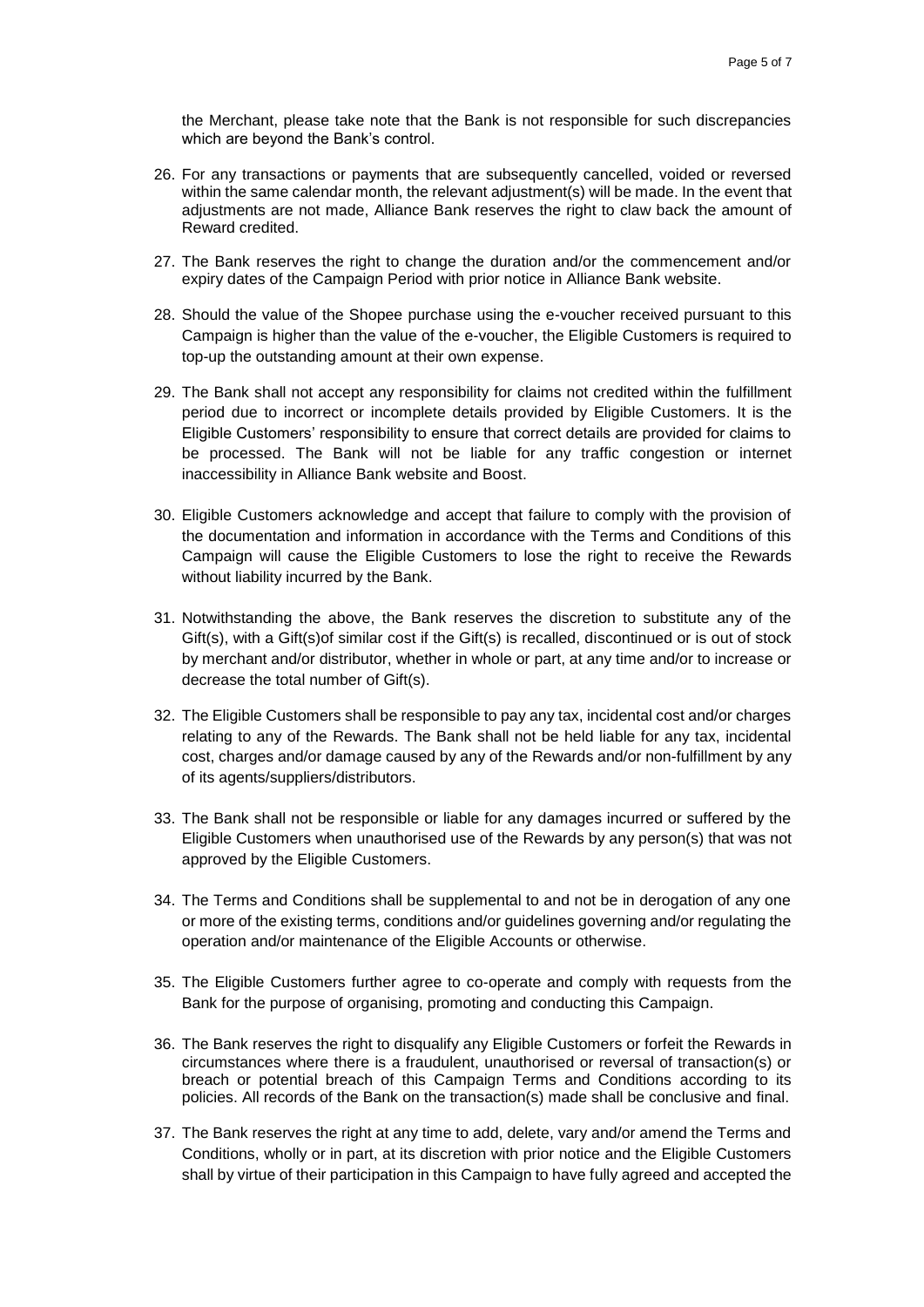the Merchant, please take note that the Bank is not responsible for such discrepancies which are beyond the Bank's control.

26. For any transactions or payments that are subsequently cancelled, voided or reversed within the same calendar month, the relevant adjustment(s) will be made. In the event that adjustments are not made, Alliance Bank reserves the right to claw back the amount of Reward credited.

27. The Bank reserves the right to change the duration and/or the commencement and/or expiry dates of the Campaign Period with prior notice in Alliance Bank website.

28. Should the value of the Shopee purchase using the e-voucher received pursuant to this Campaign is higher than the value of the e-voucher, the Eligible Customers is required to top-up the outstanding amount at their own expense.

29. The Bank shall not accept any responsibility for claims not credited within the fulfillment period due to incorrect or incomplete details provided by Eligible Customers. It is the Eligible Customers' responsibility to ensure that correct details are provided for claims to be processed. The Bank will not be liable for any traffic congestion or internet inaccessibility in Alliance Bank website and Boost.

30. Eligible Customers acknowledge and accept that failure to comply with the provision of the documentation and information in accordance with the Terms and Conditions of this Campaign will cause the Eligible Customers to lose the right to receive the Rewards without liability incurred by the Bank.

31. Notwithstanding the above, the Bank reserves the discretion to substitute any of the Gift(s), with a Gift(s)of similar cost if the Gift(s) is recalled, discontinued or is out of stock by merchant and/or distributor, whether in whole or part, at any time and/or to increase or decrease the total number of Gift(s).

32. The Eligible Customers shall be responsible to pay any tax, incidental cost and/or charges relating to any of the Rewards. The Bank shall not be held liable for any tax, incidental cost, charges and/or damage caused by any of the Rewards and/or non-fulfillment by any of its agents/suppliers/distributors.

33. The Bank shall not be responsible or liable for any damages incurred or suffered by the Eligible Customers when unauthorised use of the Rewards by any person(s) that was not approved by the Eligible Customers.

34. The Terms and Conditions shall be supplemental to and not be in derogation of any one or more of the existing terms, conditions and/or guidelines governing and/or regulating the operation and/or maintenance of the Eligible Accounts or otherwise.

35. The Eligible Customers further agree to co-operate and comply with requests from the Bank for the purpose of organising, promoting and conducting this Campaign.

36. The Bank reserves the right to disqualify any Eligible Customers or forfeit the Rewards in circumstances where there is a fraudulent, unauthorised or reversal of transaction(s) or breach or potential breach of this Campaign Terms and Conditions according to its policies. All records of the Bank on the transaction(s) made shall be conclusive and final.

37. The Bank reserves the right at any time to add, delete, vary and/or amend the Terms and Conditions, wholly or in part, at its discretion with prior notice and the Eligible Customers shall by virtue of their participation in this Campaign to have fully agreed and accepted the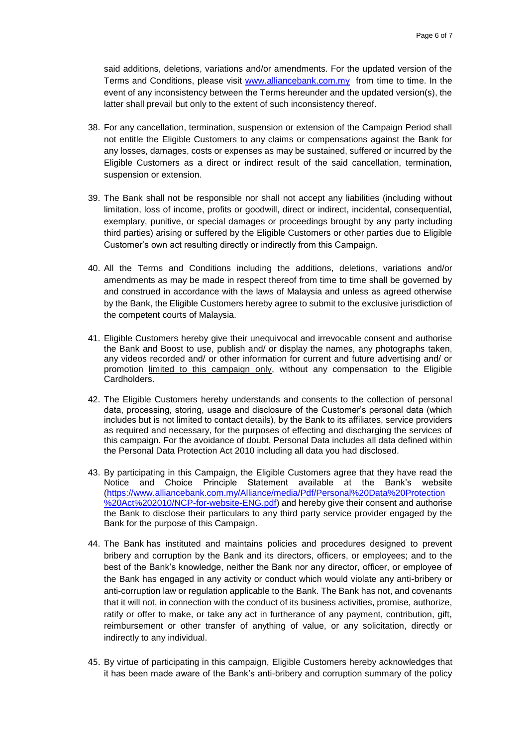said additions, deletions, variations and/or amendments. For the updated version of the Terms and Conditions, please visit [www.alliancebank.com.my](http://www.alliancebank.com.my) from time to time. In the event of any inconsistency between the Terms hereunder and the updated version(s), the latter shall prevail but only to the extent of such inconsistency thereof.

38. For any cancellation, termination, suspension or extension of the Campaign Period shall not entitle the Eligible Customers to any claims or compensations against the Bank for any losses, damages, costs or expenses as may be sustained, suffered or incurred by the Eligible Customers as a direct or indirect result of the said cancellation, termination, suspension or extension.

39. The Bank shall not be responsible nor shall not accept any liabilities (including without limitation, loss of income, profits or goodwill, direct or indirect, incidental, consequential, exemplary, punitive, or special damages or proceedings brought by any party including third parties) arising or suffered by the Eligible Customers or other parties due to Eligible Customer's own act resulting directly or indirectly from this Campaign.

40. All the Terms and Conditions including the additions, deletions, variations and/or amendments as may be made in respect thereof from time to time shall be governed by and construed in accordance with the laws of Malaysia and unless as agreed otherwise by the Bank, the Eligible Customers hereby agree to submit to the exclusive jurisdiction of the competent courts of Malaysia.

41. Eligible Customers hereby give their unequivocal and irrevocable consent and authorise the Bank and Boost to use, publish and/ or display the names, any photographs taken, any videos recorded and/ or other information for current and future advertising and/ or promotion <u>limited to this campaign only</u>, without any compensation to the Eligible Cardholders.

42. The Eligible Customers hereby understands and consents to the collection of personal data, processing, storing, usage and disclosure of the Customer's personal data (which includes but is not limited to contact details), by the Bank to its affiliates, service providers as required and necessary, for the purposes of effecting and discharging the services of this campaign. For the avoidance of doubt, Personal Data includes all data defined within the Personal Data Protection Act 2010 including all data you had disclosed.

43. By participating in this Campaign, the Eligible Customers agree that they have read the Notice and Choice Principle Statement available at the Bank's website ([https://www.alliancebank.com.my/Alliance/media/Pdf/Personal%20Data%20Protection%20Act%202010/NCP-for-website-ENG.pdf](https://www.alliancebank.com.my/Alliance/media/Pdf/Personal%20Data%20Protection%20Act%202010/NCP-for-website-ENG.pdf)) and hereby give their consent and authorise the Bank to disclose their particulars to any third party service provider engaged by the Bank for the purpose of this Campaign.

44. The Bank has instituted and maintains policies and procedures designed to prevent bribery and corruption by the Bank and its directors, officers, or employees; and to the best of the Bank's knowledge, neither the Bank nor any director, officer, or employee of the Bank has engaged in any activity or conduct which would violate any anti-bribery or anti-corruption law or regulation applicable to the Bank. The Bank has not, and covenants that it will not, in connection with the conduct of its business activities, promise, authorize, ratify or offer to make, or take any act in furtherance of any payment, contribution, gift, reimbursement or other transfer of anything of value, or any solicitation, directly or indirectly to any individual.

45. By virtue of participating in this campaign, Eligible Customers hereby acknowledges that it has been made aware of the Bank's anti-bribery and corruption summary of the policy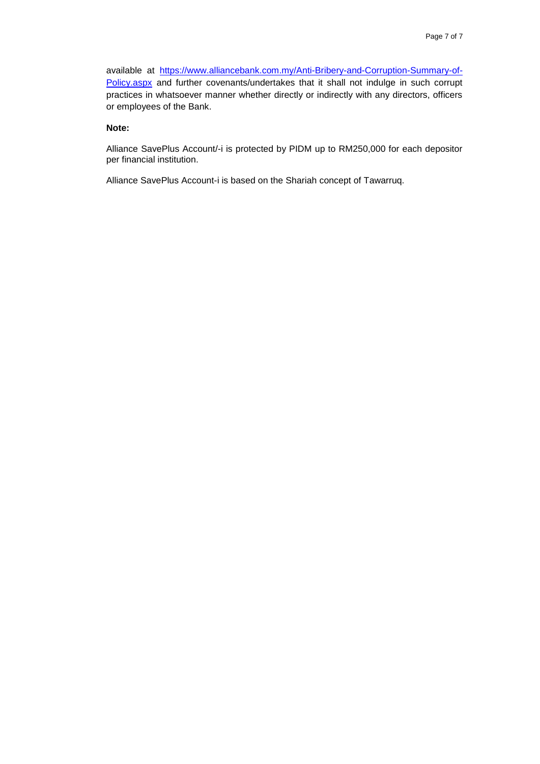available at [https://www.alliancebank.com.my/Anti-Bribery-and-Corruption-Summary-of-Policy.aspx](https://www.alliancebank.com.my/Anti-Bribery-and-Corruption-Summary-of-Policy.aspx) and further covenants/undertakes that it shall not indulge in such corrupt practices in whatsoever manner whether directly or indirectly with any directors, officers or employees of the Bank.

**Note:**

Alliance SavePlus Account/-i is protected by PIDM up to RM250,000 for each depositor per financial institution.

Alliance SavePlus Account-i is based on the Shariah concept of Tawarruq.